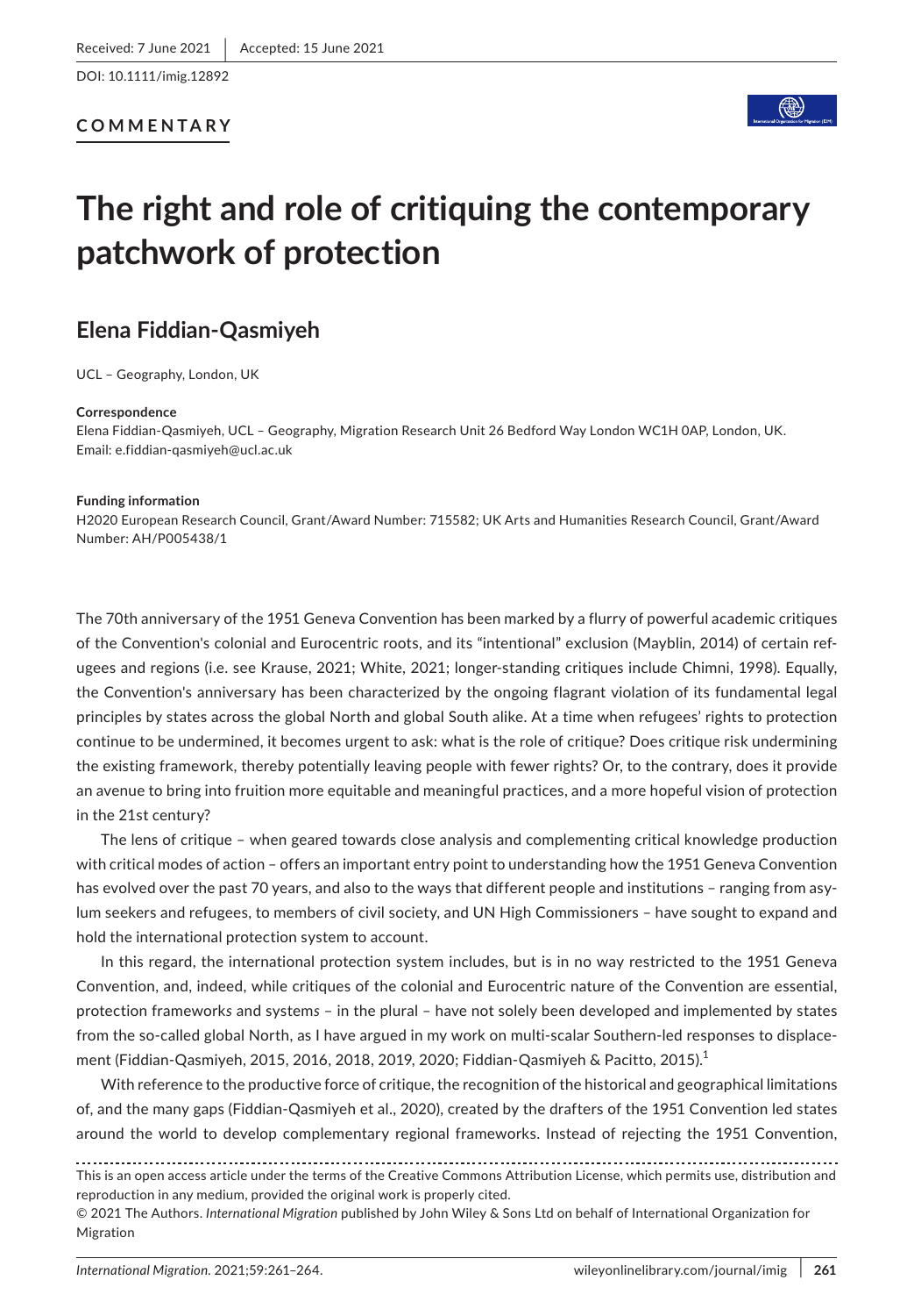Received: 7 June 2021 | Accepted: 15 June 2021

DOI: 10.1111/imig.12892

**COMMENTARY**

# The right and role of critiquing the contemporary patchwork of protection

## Elena Fiddian-Qasmiyeh

UCL – Geography, London, UK

**Correspondence**
Elena Fiddian-Qasmiyeh, UCL – Geography, Migration Research Unit 26 Bedford Way London WC1H 0AP, London, UK.
Email: e.fiddian-qasmiyeh@ucl.ac.uk

**Funding information**
H2020 European Research Council, Grant/Award Number: 715582; UK Arts and Humanities Research Council, Grant/Award Number: AH/P005438/1

The 70th anniversary of the 1951 Geneva Convention has been marked by a flurry of powerful academic critiques of the Convention's colonial and Eurocentric roots, and its "intentional" exclusion (Mayblin, 2014) of certain refugees and regions (i.e. see Krause, 2021; White, 2021; longer-standing critiques include Chimni, 1998). Equally, the Convention's anniversary has been characterized by the ongoing flagrant violation of its fundamental legal principles by states across the global North and global South alike. At a time when refugees' rights to protection continue to be undermined, it becomes urgent to ask: what is the role of critique? Does critique risk undermining the existing framework, thereby potentially leaving people with fewer rights? Or, to the contrary, does it provide an avenue to bring into fruition more equitable and meaningful practices, and a more hopeful vision of protection in the 21st century?

The lens of critique – when geared towards close analysis and complementing critical knowledge production with critical modes of action – offers an important entry point to understanding how the 1951 Geneva Convention has evolved over the past 70 years, and also to the ways that different people and institutions – ranging from asylum seekers and refugees, to members of civil society, and UN High Commissioners – have sought to expand and hold the international protection system to account.

In this regard, the international protection system includes, but is in no way restricted to the 1951 Geneva Convention, and, indeed, while critiques of the colonial and Eurocentric nature of the Convention are essential, protection framework*s* and system*s* – in the plural – have not solely been developed and implemented by states from the so-called global North, as I have argued in my work on multi-scalar Southern-led responses to displacement (Fiddian-Qasmiyeh, 2015, 2016, 2018, 2019, 2020; Fiddian-Qasmiyeh & Pacitto, 2015).[1]

With reference to the productive force of critique, the recognition of the historical and geographical limitations of, and the many gaps (Fiddian-Qasmiyeh et al., 2020), created by the drafters of the 1951 Convention led states around the world to develop complementary regional frameworks. Instead of rejecting the 1951 Convention,

This is an open access article under the terms of the Creative Commons Attribution License, which permits use, distribution and reproduction in any medium, provided the original work is properly cited.
© 2021 The Authors. *International Migration* published by John Wiley & Sons Ltd on behalf of International Organization for Migration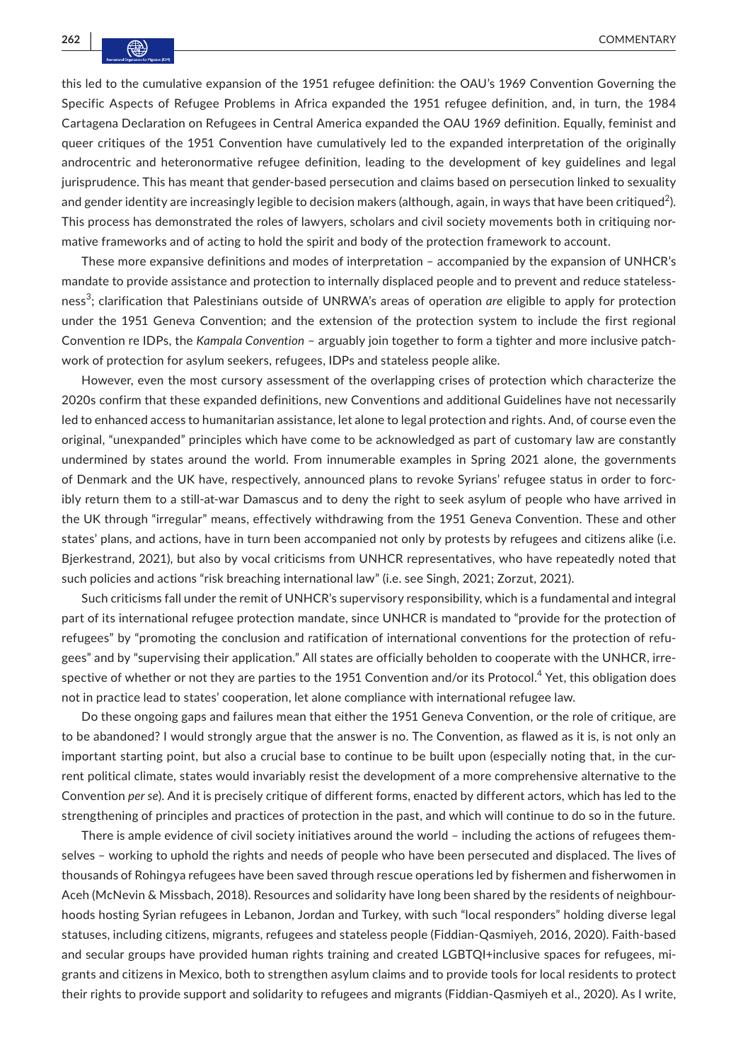this led to the cumulative expansion of the 1951 refugee definition: the OAU's 1969 Convention Governing the Specific Aspects of Refugee Problems in Africa expanded the 1951 refugee definition, and, in turn, the 1984 Cartagena Declaration on Refugees in Central America expanded the OAU 1969 definition. Equally, feminist and queer critiques of the 1951 Convention have cumulatively led to the expanded interpretation of the originally androcentric and heteronormative refugee definition, leading to the development of key guidelines and legal jurisprudence. This has meant that gender-based persecution and claims based on persecution linked to sexuality and gender identity are increasingly legible to decision makers (although, again, in ways that have been critiqued[2]). This process has demonstrated the roles of lawyers, scholars and civil society movements both in critiquing normative frameworks and of acting to hold the spirit and body of the protection framework to account.

These more expansive definitions and modes of interpretation – accompanied by the expansion of UNHCR's mandate to provide assistance and protection to internally displaced people and to prevent and reduce statelessness[3]; clarification that Palestinians outside of UNRWA's areas of operation *are* eligible to apply for protection under the 1951 Geneva Convention; and the extension of the protection system to include the first regional Convention re IDPs, the *Kampala Convention* – arguably join together to form a tighter and more inclusive patchwork of protection for asylum seekers, refugees, IDPs and stateless people alike.

However, even the most cursory assessment of the overlapping crises of protection which characterize the 2020s confirm that these expanded definitions, new Conventions and additional Guidelines have not necessarily led to enhanced access to humanitarian assistance, let alone to legal protection and rights. And, of course even the original, "unexpanded" principles which have come to be acknowledged as part of customary law are constantly undermined by states around the world. From innumerable examples in Spring 2021 alone, the governments of Denmark and the UK have, respectively, announced plans to revoke Syrians' refugee status in order to forcibly return them to a still-at-war Damascus and to deny the right to seek asylum of people who have arrived in the UK through "irregular" means, effectively withdrawing from the 1951 Geneva Convention. These and other states' plans, and actions, have in turn been accompanied not only by protests by refugees and citizens alike (i.e. Bjerkestrand, 2021), but also by vocal criticisms from UNHCR representatives, who have repeatedly noted that such policies and actions "risk breaching international law" (i.e. see Singh, 2021; Zorzut, 2021).

Such criticisms fall under the remit of UNHCR's supervisory responsibility, which is a fundamental and integral part of its international refugee protection mandate, since UNHCR is mandated to "provide for the protection of refugees" by "promoting the conclusion and ratification of international conventions for the protection of refugees" and by "supervising their application." All states are officially beholden to cooperate with the UNHCR, irrespective of whether or not they are parties to the 1951 Convention and/or its Protocol.[4] Yet, this obligation does not in practice lead to states' cooperation, let alone compliance with international refugee law.

Do these ongoing gaps and failures mean that either the 1951 Geneva Convention, or the role of critique, are to be abandoned? I would strongly argue that the answer is no. The Convention, as flawed as it is, is not only an important starting point, but also a crucial base to continue to be built upon (especially noting that, in the current political climate, states would invariably resist the development of a more comprehensive alternative to the Convention *per se*). And it is precisely critique of different forms, enacted by different actors, which has led to the strengthening of principles and practices of protection in the past, and which will continue to do so in the future.

There is ample evidence of civil society initiatives around the world – including the actions of refugees themselves – working to uphold the rights and needs of people who have been persecuted and displaced. The lives of thousands of Rohingya refugees have been saved through rescue operations led by fishermen and fisherwomen in Aceh (McNevin & Missbach, 2018). Resources and solidarity have long been shared by the residents of neighbourhoods hosting Syrian refugees in Lebanon, Jordan and Turkey, with such "local responders" holding diverse legal statuses, including citizens, migrants, refugees and stateless people (Fiddian-Qasmiyeh, 2016, 2020). Faith-based and secular groups have provided human rights training and created LGBTQI+inclusive spaces for refugees, migrants and citizens in Mexico, both to strengthen asylum claims and to provide tools for local residents to protect their rights to provide support and solidarity to refugees and migrants (Fiddian-Qasmiyeh et al., 2020). As I write,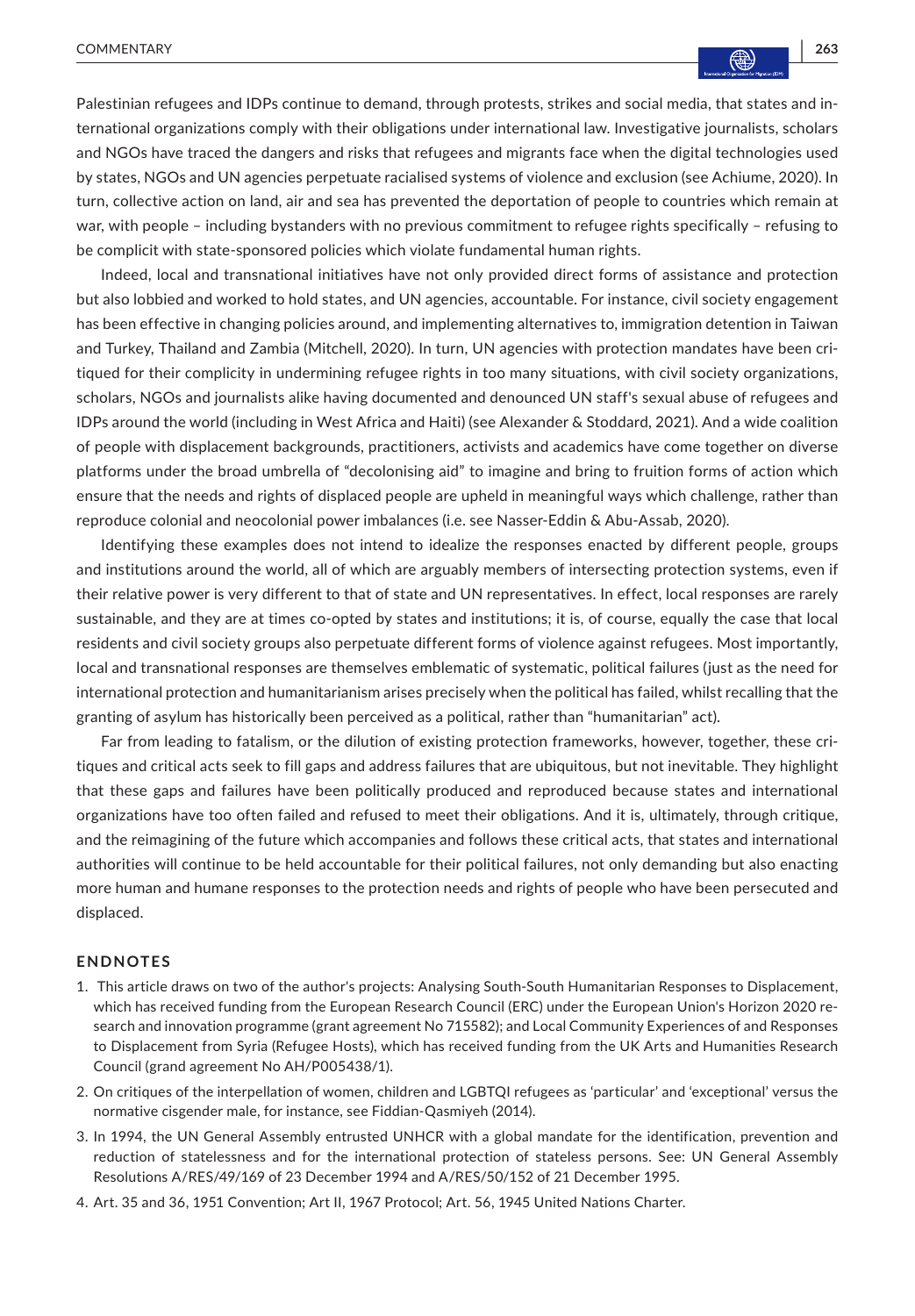Palestinian refugees and IDPs continue to demand, through protests, strikes and social media, that states and international organizations comply with their obligations under international law. Investigative journalists, scholars and NGOs have traced the dangers and risks that refugees and migrants face when the digital technologies used by states, NGOs and UN agencies perpetuate racialised systems of violence and exclusion (see Achiume, 2020). In turn, collective action on land, air and sea has prevented the deportation of people to countries which remain at war, with people – including bystanders with no previous commitment to refugee rights specifically – refusing to be complicit with state-sponsored policies which violate fundamental human rights.

Indeed, local and transnational initiatives have not only provided direct forms of assistance and protection but also lobbied and worked to hold states, and UN agencies, accountable. For instance, civil society engagement has been effective in changing policies around, and implementing alternatives to, immigration detention in Taiwan and Turkey, Thailand and Zambia (Mitchell, 2020). In turn, UN agencies with protection mandates have been critiqued for their complicity in undermining refugee rights in too many situations, with civil society organizations, scholars, NGOs and journalists alike having documented and denounced UN staff's sexual abuse of refugees and IDPs around the world (including in West Africa and Haiti) (see Alexander & Stoddard, 2021). And a wide coalition of people with displacement backgrounds, practitioners, activists and academics have come together on diverse platforms under the broad umbrella of "decolonising aid" to imagine and bring to fruition forms of action which ensure that the needs and rights of displaced people are upheld in meaningful ways which challenge, rather than reproduce colonial and neocolonial power imbalances (i.e. see Nasser-Eddin & Abu-Assab, 2020).

Identifying these examples does not intend to idealize the responses enacted by different people, groups and institutions around the world, all of which are arguably members of intersecting protection systems, even if their relative power is very different to that of state and UN representatives. In effect, local responses are rarely sustainable, and they are at times co-opted by states and institutions; it is, of course, equally the case that local residents and civil society groups also perpetuate different forms of violence against refugees. Most importantly, local and transnational responses are themselves emblematic of systematic, political failures (just as the need for international protection and humanitarianism arises precisely when the political has failed, whilst recalling that the granting of asylum has historically been perceived as a political, rather than "humanitarian" act).

Far from leading to fatalism, or the dilution of existing protection frameworks, however, together, these critiques and critical acts seek to fill gaps and address failures that are ubiquitous, but not inevitable. They highlight that these gaps and failures have been politically produced and reproduced because states and international organizations have too often failed and refused to meet their obligations. And it is, ultimately, through critique, and the reimagining of the future which accompanies and follows these critical acts, that states and international authorities will continue to be held accountable for their political failures, not only demanding but also enacting more human and humane responses to the protection needs and rights of people who have been persecuted and displaced.

## ENDNOTES

1. This article draws on two of the author's projects: Analysing South-South Humanitarian Responses to Displacement, which has received funding from the European Research Council (ERC) under the European Union's Horizon 2020 research and innovation programme (grant agreement No 715582); and Local Community Experiences of and Responses to Displacement from Syria (Refugee Hosts), which has received funding from the UK Arts and Humanities Research Council (grand agreement No AH/P005438/1).
2. On critiques of the interpellation of women, children and LGBTQI refugees as 'particular' and 'exceptional' versus the normative cisgender male, for instance, see Fiddian-Qasmiyeh (2014).
3. In 1994, the UN General Assembly entrusted UNHCR with a global mandate for the identification, prevention and reduction of statelessness and for the international protection of stateless persons. See: UN General Assembly Resolutions A/RES/49/169 of 23 December 1994 and A/RES/50/152 of 21 December 1995.
4. Art. 35 and 36, 1951 Convention; Art II, 1967 Protocol; Art. 56, 1945 United Nations Charter.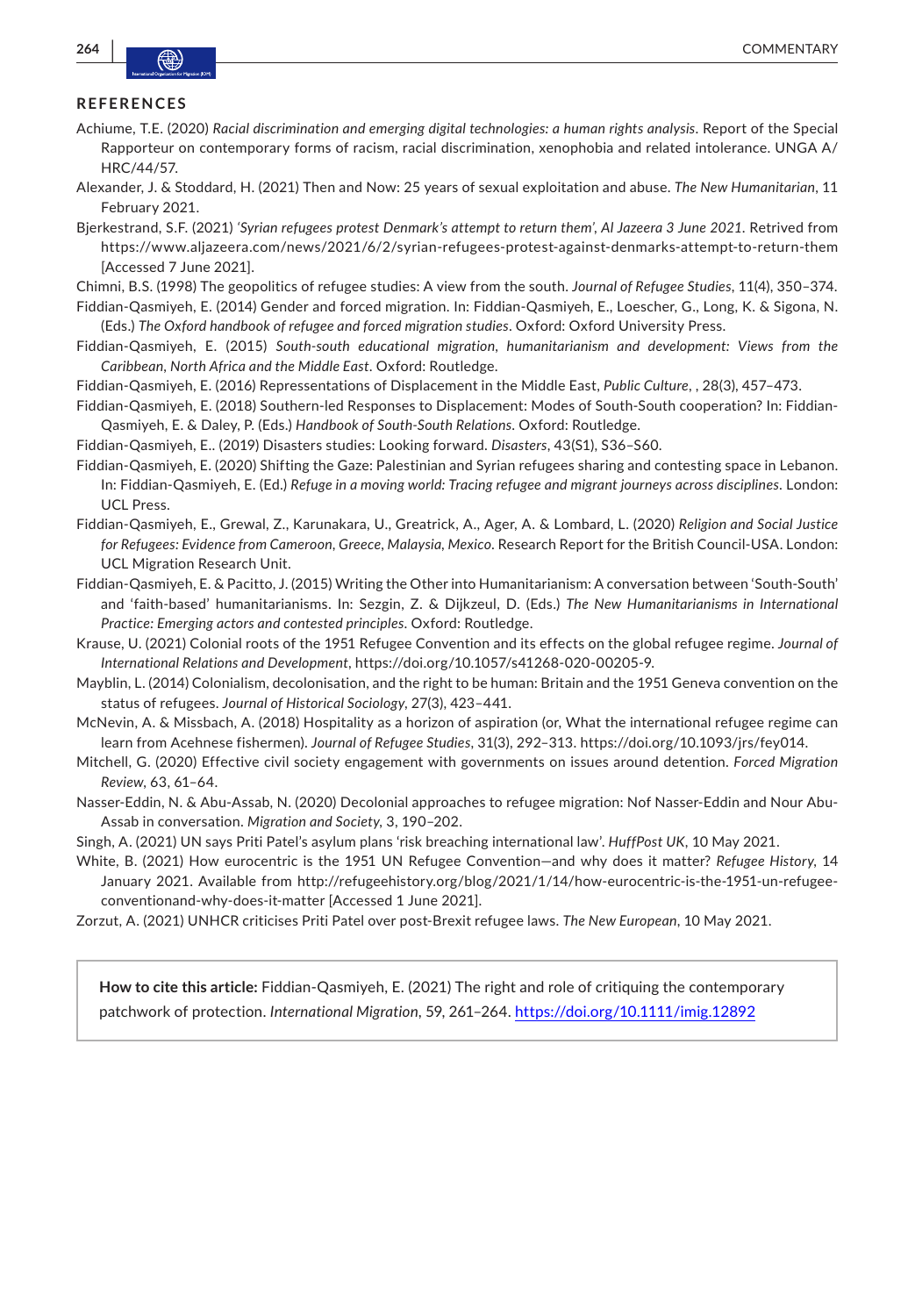## REFERENCES

Achiume, T.E. (2020) *Racial discrimination and emerging digital technologies: a human rights analysis*. Report of the Special Rapporteur on contemporary forms of racism, racial discrimination, xenophobia and related intolerance. UNGA A/HRC/44/57.

Alexander, J. & Stoddard, H. (2021) Then and Now: 25 years of sexual exploitation and abuse. *The New Humanitarian*, 11 February 2021.

Bjerkestrand, S.F. (2021) *'Syrian refugees protest Denmark's attempt to return them', Al Jazeera 3 June 2021*. Retrived from https://www.aljazeera.com/news/2021/6/2/syrian-refugees-protest-against-denmarks-attempt-to-return-them [Accessed 7 June 2021].

Chimni, B.S. (1998) The geopolitics of refugee studies: A view from the south. *Journal of Refugee Studies*, 11(4), 350–374.

Fiddian-Qasmiyeh, E. (2014) Gender and forced migration. In: Fiddian-Qasmiyeh, E., Loescher, G., Long, K. & Sigona, N. (Eds.) *The Oxford handbook of refugee and forced migration studies*. Oxford: Oxford University Press.

Fiddian-Qasmiyeh, E. (2015) *South-south educational migration, humanitarianism and development: Views from the Caribbean, North Africa and the Middle East*. Oxford: Routledge.

Fiddian-Qasmiyeh, E. (2016) Repressentations of Displacement in the Middle East, *Public Culture*, , 28(3), 457–473.

Fiddian-Qasmiyeh, E. (2018) Southern-led Responses to Displacement: Modes of South-South cooperation? In: Fiddian-Qasmiyeh, E. & Daley, P. (Eds.) *Handbook of South-South Relations*. Oxford: Routledge.

Fiddian-Qasmiyeh, E.. (2019) Disasters studies: Looking forward. *Disasters*, 43(S1), S36–S60.

Fiddian-Qasmiyeh, E. (2020) Shifting the Gaze: Palestinian and Syrian refugees sharing and contesting space in Lebanon. In: Fiddian-Qasmiyeh, E. (Ed.) *Refuge in a moving world: Tracing refugee and migrant journeys across disciplines*. London: UCL Press.

Fiddian-Qasmiyeh, E., Grewal, Z., Karunakara, U., Greatrick, A., Ager, A. & Lombard, L. (2020) *Religion and Social Justice for Refugees: Evidence from Cameroon, Greece, Malaysia, Mexico*. Research Report for the British Council-USA. London: UCL Migration Research Unit.

Fiddian-Qasmiyeh, E. & Pacitto, J. (2015) Writing the Other into Humanitarianism: A conversation between 'South-South' and 'faith-based' humanitarianisms. In: Sezgin, Z. & Dijkzeul, D. (Eds.) *The New Humanitarianisms in International Practice: Emerging actors and contested principles*. Oxford: Routledge.

Krause, U. (2021) Colonial roots of the 1951 Refugee Convention and its effects on the global refugee regime. *Journal of International Relations and Development*, https://doi.org/10.1057/s41268-020-00205-9.

Mayblin, L. (2014) Colonialism, decolonisation, and the right to be human: Britain and the 1951 Geneva convention on the status of refugees. *Journal of Historical Sociology*, 27(3), 423–441.

McNevin, A. & Missbach, A. (2018) Hospitality as a horizon of aspiration (or, What the international refugee regime can learn from Acehnese fishermen). *Journal of Refugee Studies*, 31(3), 292–313. https://doi.org/10.1093/jrs/fey014.

Mitchell, G. (2020) Effective civil society engagement with governments on issues around detention. *Forced Migration Review*, 63, 61–64.

Nasser-Eddin, N. & Abu-Assab, N. (2020) Decolonial approaches to refugee migration: Nof Nasser-Eddin and Nour Abu-Assab in conversation. *Migration and Society*, 3, 190–202.

Singh, A. (2021) UN says Priti Patel's asylum plans 'risk breaching international law'. *HuffPost UK*, 10 May 2021.

White, B. (2021) How eurocentric is the 1951 UN Refugee Convention—and why does it matter? *Refugee History*, 14 January 2021. Available from http://refugeehistory.org/blog/2021/1/14/how-eurocentric-is-the-1951-un-refugee-conventionand-why-does-it-matter [Accessed 1 June 2021].

Zorzut, A. (2021) UNHCR criticises Priti Patel over post-Brexit refugee laws. *The New European*, 10 May 2021.

**How to cite this article:** Fiddian-Qasmiyeh, E. (2021) The right and role of critiquing the contemporary patchwork of protection. *International Migration*, 59, 261–264. https://doi.org/10.1111/imig.12892